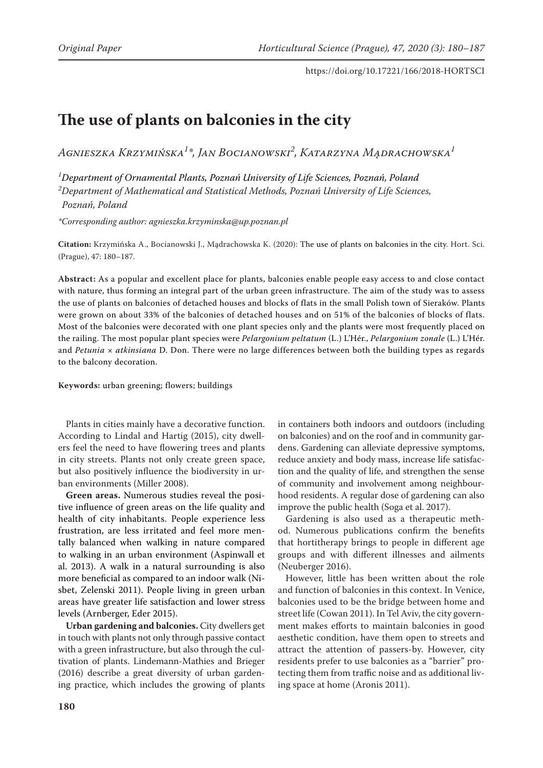# The use of plants on balconies in the city

*Agnieszka Krzymińska[1]\*, Jan Bocianowski[2], Katarzyna Mądrachowska[1]*

[1]*Department of Ornamental Plants, Poznań University of Life Sciences, Poznań, Poland*
[2]*Department of Mathematical and Statistical Methods, Poznań University of Life Sciences, Poznań, Poland*

*\*Corresponding author: agnieszka.krzyminska@up.poznan.pl*

**Citation:** Krzymińska A., Bocianowski J., Mądrachowska K. (2020): The use of plants on balconies in the city. Hort. Sci. (Prague), 47: 180–187.

**Abstract:** As a popular and excellent place for plants, balconies enable people easy access to and close contact with nature, thus forming an integral part of the urban green infrastructure. The aim of the study was to assess the use of plants on balconies of detached houses and blocks of flats in the small Polish town of Sieraków. Plants were grown on about 33% of the balconies of detached houses and on 51% of the balconies of blocks of flats. Most of the balconies were decorated with one plant species only and the plants were most frequently placed on the railing. The most popular plant species were *Pelargonium peltatum* (L.) L'Hér., *Pelargonium zonale* (L.) L'Hér. and *Petunia* × *atkinsiana* D. Don. There were no large differences between both the building types as regards to the balcony decoration.

**Keywords:** urban greening; flowers; buildings

Plants in cities mainly have a decorative function. According to Lindal and Hartig (2015), city dwellers feel the need to have flowering trees and plants in city streets. Plants not only create green space, but also positively influence the biodiversity in urban environments (Miller 2008).

**Green areas.** Numerous studies reveal the positive influence of green areas on the life quality and health of city inhabitants. People experience less frustration, are less irritated and feel more mentally balanced when walking in nature compared to walking in an urban environment (Aspinwall et al. 2013). A walk in a natural surrounding is also more beneficial as compared to an indoor walk (Nisbet, Zelenski 2011). People living in green urban areas have greater life satisfaction and lower stress levels (Arnberger, Eder 2015).

**Urban gardening and balconies.** City dwellers get in touch with plants not only through passive contact with a green infrastructure, but also through the cultivation of plants. Lindemann-Mathies and Brieger (2016) describe a great diversity of urban gardening practice, which includes the growing of plants in containers both indoors and outdoors (including on balconies) and on the roof and in community gardens. Gardening can alleviate depressive symptoms, reduce anxiety and body mass, increase life satisfaction and the quality of life, and strengthen the sense of community and involvement among neighbourhood residents. A regular dose of gardening can also improve the public health (Soga et al. 2017).

Gardening is also used as a therapeutic method. Numerous publications confirm the benefits that hortitherapy brings to people in different age groups and with different illnesses and ailments (Neuberger 2016).

However, little has been written about the role and function of balconies in this context. In Venice, balconies used to be the bridge between home and street life (Cowan 2011). In Tel Aviv, the city government makes efforts to maintain balconies in good aesthetic condition, have them open to streets and attract the attention of passers-by. However, city residents prefer to use balconies as a "barrier" protecting them from traffic noise and as additional living space at home (Aronis 2011).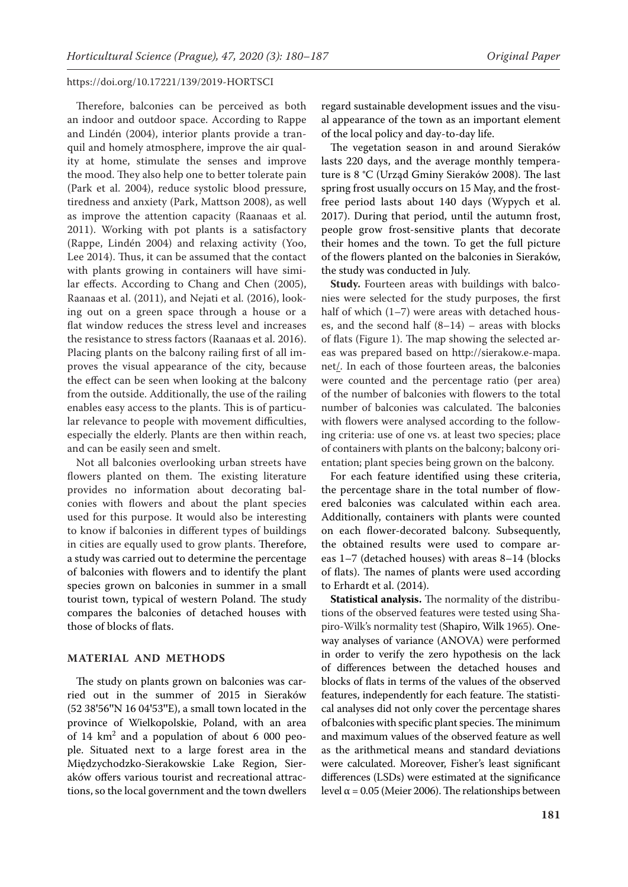Therefore, balconies can be perceived as both an indoor and outdoor space. According to Rappe and Lindén (2004), interior plants provide a tranquil and homely atmosphere, improve the air quality at home, stimulate the senses and improve the mood. They also help one to better tolerate pain (Park et al. 2004), reduce systolic blood pressure, tiredness and anxiety (Park, Mattson 2008), as well as improve the attention capacity (Raanaas et al. 2011). Working with pot plants is a satisfactory (Rappe, Lindén 2004) and relaxing activity (Yoo, Lee 2014). Thus, it can be assumed that the contact with plants growing in containers will have similar effects. According to Chang and Chen (2005), Raanaas et al. (2011), and Nejati et al. (2016), looking out on a green space through a house or a flat window reduces the stress level and increases the resistance to stress factors (Raanaas et al. 2016). Placing plants on the balcony railing first of all improves the visual appearance of the city, because the effect can be seen when looking at the balcony from the outside. Additionally, the use of the railing enables easy access to the plants. This is of particular relevance to people with movement difficulties, especially the elderly. Plants are then within reach, and can be easily seen and smelt.

Not all balconies overlooking urban streets have flowers planted on them. The existing literature provides no information about decorating balconies with flowers and about the plant species used for this purpose. It would also be interesting to know if balconies in different types of buildings in cities are equally used to grow plants. Therefore, a study was carried out to determine the percentage of balconies with flowers and to identify the plant species grown on balconies in summer in a small tourist town, typical of western Poland. The study compares the balconies of detached houses with those of blocks of flats.

## MATERIAL AND METHODS

The study on plants grown on balconies was carried out in the summer of 2015 in Sieraków (52 38'56''N 16 04'53''E), a small town located in the province of Wielkopolskie, Poland, with an area of 14 km$^2$ and a population of about 6 000 people. Situated next to a large forest area in the Międzychodzko-Sierakowskie Lake Region, Sieraków offers various tourist and recreational attractions, so the local government and the town dwellers regard sustainable development issues and the visual appearance of the town as an important element of the local policy and day-to-day life.

The vegetation season in and around Sieraków lasts 220 days, and the average monthly temperature is 8 °C (Urząd Gminy Sieraków 2008). The last spring frost usually occurs on 15 May, and the frost-free period lasts about 140 days (Wypych et al. 2017). During that period, until the autumn frost, people grow frost-sensitive plants that decorate their homes and the town. To get the full picture of the flowers planted on the balconies in Sieraków, the study was conducted in July.

**Study.** Fourteen areas with buildings with balconies were selected for the study purposes, the first half of which (1–7) were areas with detached houses, and the second half (8–14) – areas with blocks of flats (Figure 1). The map showing the selected areas was prepared based on http://sierakow.e-mapa.net/. In each of those fourteen areas, the balconies were counted and the percentage ratio (per area) of the number of balconies with flowers to the total number of balconies was calculated. The balconies with flowers were analysed according to the following criteria: use of one vs. at least two species; place of containers with plants on the balcony; balcony orientation; plant species being grown on the balcony.

For each feature identified using these criteria, the percentage share in the total number of flowered balconies was calculated within each area. Additionally, containers with plants were counted on each flower-decorated balcony. Subsequently, the obtained results were used to compare areas 1–7 (detached houses) with areas 8–14 (blocks of flats). The names of plants were used according to Erhardt et al. (2014).

**Statistical analysis.** The normality of the distributions of the observed features were tested using Shapiro-Wilk's normality test (Shapiro, Wilk 1965). One-way analyses of variance (ANOVA) were performed in order to verify the zero hypothesis on the lack of differences between the detached houses and blocks of flats in terms of the values of the observed features, independently for each feature. The statistical analyses did not only cover the percentage shares of balconies with specific plant species. The minimum and maximum values of the observed feature as well as the arithmetical means and standard deviations were calculated. Moreover, Fisher's least significant differences (LSDs) were estimated at the significance level $\alpha = 0.05$ (Meier 2006). The relationships between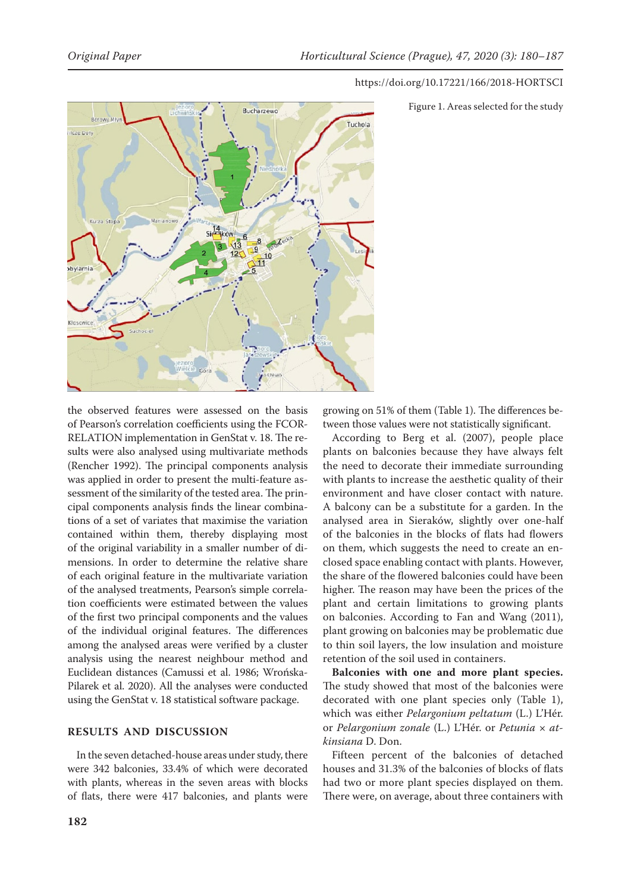Figure 1. Areas selected for the study

the observed features were assessed on the basis of Pearson's correlation coefficients using the FCORRELATION implementation in GenStat v. 18. The results were also analysed using multivariate methods (Rencher 1992). The principal components analysis was applied in order to present the multi-feature assessment of the similarity of the tested area. The principal components analysis finds the linear combinations of a set of variates that maximise the variation contained within them, thereby displaying most of the original variability in a smaller number of dimensions. In order to determine the relative share of each original feature in the multivariate variation of the analysed treatments, Pearson's simple correlation coefficients were estimated between the values of the first two principal components and the values of the individual original features. The differences among the analysed areas were verified by a cluster analysis using the nearest neighbour method and Euclidean distances (Camussi et al. 1986; Wrońska-Pilarek et al. 2020). All the analyses were conducted using the GenStat v. 18 statistical software package.

## RESULTS AND DISCUSSION

In the seven detached-house areas under study, there were 342 balconies, 33.4% of which were decorated with plants, whereas in the seven areas with blocks of flats, there were 417 balconies, and plants were growing on 51% of them (Table 1). The differences between those values were not statistically significant.

According to Berg et al. (2007), people place plants on balconies because they have always felt the need to decorate their immediate surrounding with plants to increase the aesthetic quality of their environment and have closer contact with nature. A balcony can be a substitute for a garden. In the analysed area in Sieraków, slightly over one-half of the balconies in the blocks of flats had flowers on them, which suggests the need to create an enclosed space enabling contact with plants. However, the share of the flowered balconies could have been higher. The reason may have been the prices of the plant and certain limitations to growing plants on balconies. According to Fan and Wang (2011), plant growing on balconies may be problematic due to thin soil layers, the low insulation and moisture retention of the soil used in containers.

**Balconies with one and more plant species.** The study showed that most of the balconies were decorated with one plant species only (Table 1), which was either *Pelargonium peltatum* (L.) L'Hér. or *Pelargonium zonale* (L.) L'Hér. or *Petunia* × *atkinsiana* D. Don.

Fifteen percent of the balconies of detached houses and 31.3% of the balconies of blocks of flats had two or more plant species displayed on them. There were, on average, about three containers with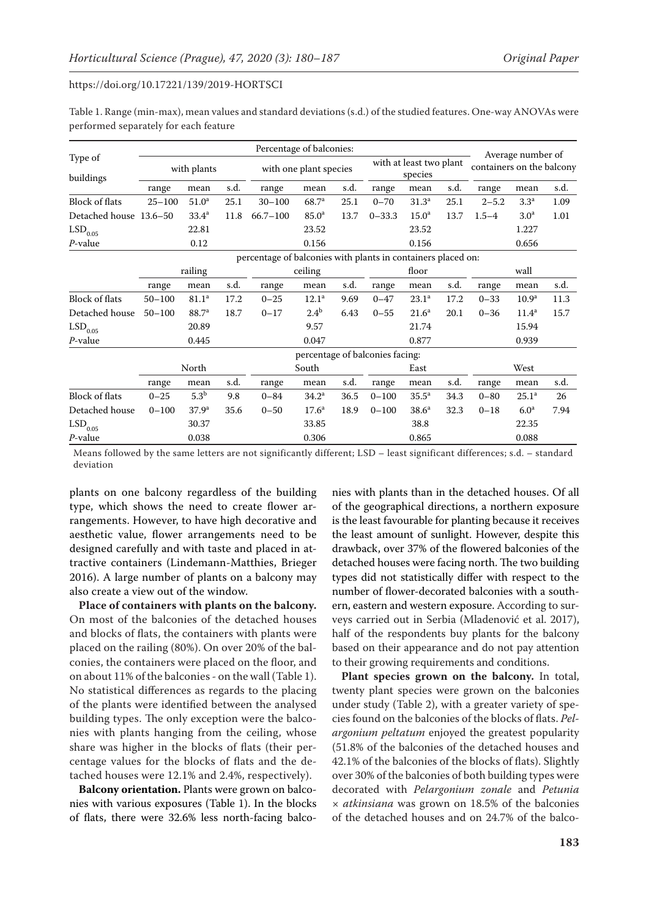Table 1. Range (min-max), mean values and standard deviations (s.d.) of the studied features. One-way ANOVAs were performed separately for each feature

| Type of buildings | Percentage of balconies: | | | | | | | | | Average number of containers on the balcony | | |
|---|---|---|---|---|---|---|---|---|---|---|---|---|
| | with plants | | | with one plant species | | | with at least two plant species | | | | | |
| | range | mean | s.d. | range | mean | s.d. | range | mean | s.d. | range | mean | s.d. |
| Block of flats | 25–100 | 51.0[a] | 25.1 | 30–100 | 68.7[a] | 25.1 | 0–70 | 31.3[a] | 25.1 | 2–5.2 | 3.3[a] | 1.09 |
| Detached house | 13.6–50 | 33.4[a] | 11.8 | 66.7–100 | 85.0[a] | 13.7 | 0–33.3 | 15.0[a] | 13.7 | 1.5–4 | 3.0[a] | 1.01 |
| $LSD_{0.05}$ | | 22.81 | | | 23.52 | | | 23.52 | | | 1.227 | |
| *P*-value | | 0.12 | | | 0.156 | | | 0.156 | | | 0.656 | |
| | percentage of balconies with plants in containers placed on: | | | | | | | | | | | |
| | railing | | | ceiling | | | floor | | | wall | | |
| | range | mean | s.d. | range | mean | s.d. | range | mean | s.d. | range | mean | s.d. |
| Block of flats | 50–100 | 81.1[a] | 17.2 | 0–25 | 12.1[a] | 9.69 | 0–47 | 23.1[a] | 17.2 | 0–33 | 10.9[a] | 11.3 |
| Detached house | 50–100 | 88.7[a] | 18.7 | 0–17 | 2.4[b] | 6.43 | 0–55 | 21.6[a] | 20.1 | 0–36 | 11.4[a] | 15.7 |
| $LSD_{0.05}$ | | 20.89 | | | 9.57 | | | 21.74 | | | 15.94 | |
| *P*-value | | 0.445 | | | 0.047 | | | 0.877 | | | 0.939 | |
| | percentage of balconies facing: | | | | | | | | | | | |
| | North | | | South | | | East | | | West | | |
| | range | mean | s.d. | range | mean | s.d. | range | mean | s.d. | range | mean | s.d. |
| Block of flats | 0–25 | 5.3[b] | 9.8 | 0–84 | 34.2[a] | 36.5 | 0–100 | 35.5[a] | 34.3 | 0–80 | 25.1[a] | 26 |
| Detached house | 0–100 | 37.9[a] | 35.6 | 0–50 | 17.6[a] | 18.9 | 0–100 | 38.6[a] | 32.3 | 0–18 | 6.0[a] | 7.94 |
| $LSD_{0.05}$ | | 30.37 | | | 33.85 | | | 38.8 | | | 22.35 | |
| *P*-value | | 0.038 | | | 0.306 | | | 0.865 | | | 0.088 | |

Means followed by the same letters are not significantly different; LSD – least significant differences; s.d. – standard deviation

plants on one balcony regardless of the building type, which shows the need to create flower arrangements. However, to have high decorative and aesthetic value, flower arrangements need to be designed carefully and with taste and placed in attractive containers (Lindemann-Matthies, Brieger 2016). A large number of plants on a balcony may also create a view out of the window.

**Place of containers with plants on the balcony.** On most of the balconies of the detached houses and blocks of flats, the containers with plants were placed on the railing (80%). On over 20% of the balconies, the containers were placed on the floor, and on about 11% of the balconies - on the wall (Table 1). No statistical differences as regards to the placing of the plants were identified between the analysed building types. The only exception were the balconies with plants hanging from the ceiling, whose share was higher in the blocks of flats (their percentage values for the blocks of flats and the detached houses were 12.1% and 2.4%, respectively).

**Balcony orientation.** Plants were grown on balconies with various exposures (Table 1). In the blocks of flats, there were 32.6% less north-facing balconies with plants than in the detached houses. Of all of the geographical directions, a northern exposure is the least favourable for planting because it receives the least amount of sunlight. However, despite this drawback, over 37% of the flowered balconies of the detached houses were facing north. The two building types did not statistically differ with respect to the number of flower-decorated balconies with a southern, eastern and western exposure. According to surveys carried out in Serbia (Mladenović et al. 2017), half of the respondents buy plants for the balcony based on their appearance and do not pay attention to their growing requirements and conditions.

**Plant species grown on the balcony.** In total, twenty plant species were grown on the balconies under study (Table 2), with a greater variety of species found on the balconies of the blocks of flats. *Pelargonium peltatum* enjoyed the greatest popularity (51.8% of the balconies of the detached houses and 42.1% of the balconies of the blocks of flats). Slightly over 30% of the balconies of both building types were decorated with *Pelargonium zonale* and *Petunia × atkinsiana* was grown on 18.5% of the balconies of the detached houses and on 24.7% of the balco-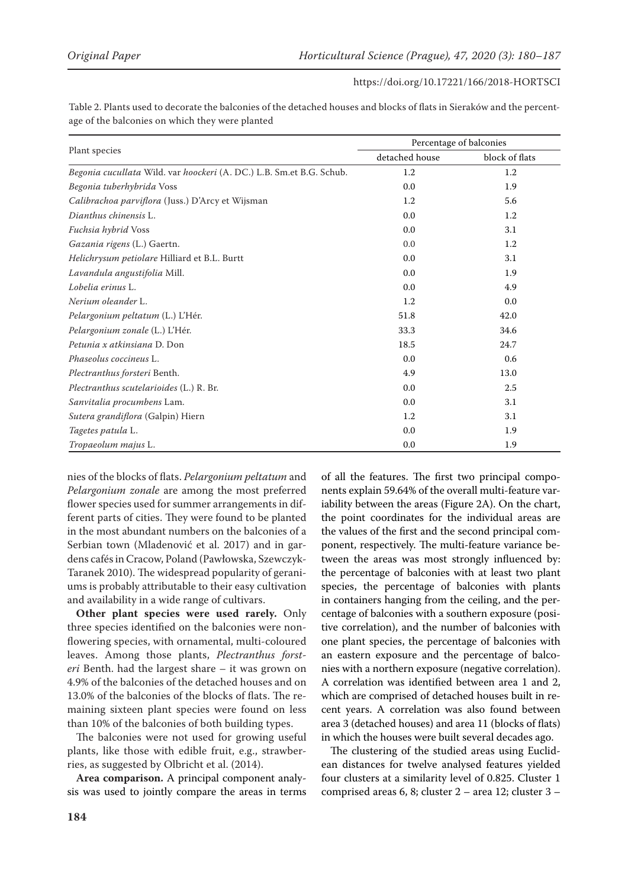Table 2. Plants used to decorate the balconies of the detached houses and blocks of flats in Sieraków and the percentage of the balconies on which they were planted

| Plant species | Percentage of balconies | |
|---|---|---|
| | detached house | block of flats |
| *Begonia cucullata* Wild. var *hoockeri* (A. DC.) L.B. Sm.et B.G. Schub. | 1.2 | 1.2 |
| *Begonia tuberhybrida* Voss | 0.0 | 1.9 |
| *Calibrachoa parviflora* (Juss.) D'Arcy et Wijsman | 1.2 | 5.6 |
| *Dianthus chinensis* L. | 0.0 | 1.2 |
| *Fuchsia hybrid* Voss | 0.0 | 3.1 |
| *Gazania rigens* (L.) Gaertn. | 0.0 | 1.2 |
| *Helichrysum petiolare* Hilliard et B.L. Burtt | 0.0 | 3.1 |
| *Lavandula angustifolia* Mill. | 0.0 | 1.9 |
| *Lobelia erinus* L. | 0.0 | 4.9 |
| *Nerium oleander* L. | 1.2 | 0.0 |
| *Pelargonium peltatum* (L.) L'Hér. | 51.8 | 42.0 |
| *Pelargonium zonale* (L.) L'Hér. | 33.3 | 34.6 |
| *Petunia x atkinsiana* D. Don | 18.5 | 24.7 |
| *Phaseolus coccineus* L. | 0.0 | 0.6 |
| *Plectranthus forsteri* Benth. | 4.9 | 13.0 |
| *Plectranthus scutelarioides* (L.) R. Br. | 0.0 | 2.5 |
| *Sanvitalia procumbens* Lam. | 0.0 | 3.1 |
| *Sutera grandiflora* (Galpin) Hiern | 1.2 | 3.1 |
| *Tagetes patula* L. | 0.0 | 1.9 |
| *Tropaeolum majus* L. | 0.0 | 1.9 |

nies of the blocks of flats. *Pelargonium peltatum* and *Pelargonium zonale* are among the most preferred flower species used for summer arrangements in different parts of cities. They were found to be planted in the most abundant numbers on the balconies of a Serbian town (Mladenović et al. 2017) and in gardens cafés in Cracow, Poland (Pawłowska, Szewczyk-Taranek 2010). The widespread popularity of geraniums is probably attributable to their easy cultivation and availability in a wide range of cultivars.

**Other plant species were used rarely.** Only three species identified on the balconies were non-flowering species, with ornamental, multi-coloured leaves. Among those plants, *Plectranthus forsteri* Benth. had the largest share – it was grown on 4.9% of the balconies of the detached houses and on 13.0% of the balconies of the blocks of flats. The remaining sixteen plant species were found on less than 10% of the balconies of both building types.

The balconies were not used for growing useful plants, like those with edible fruit, e.g., strawberries, as suggested by Olbricht et al. (2014).

**Area comparison.** A principal component analysis was used to jointly compare the areas in terms of all the features. The first two principal components explain 59.64% of the overall multi-feature variability between the areas (Figure 2A). On the chart, the point coordinates for the individual areas are the values of the first and the second principal component, respectively. The multi-feature variance between the areas was most strongly influenced by: the percentage of balconies with at least two plant species, the percentage of balconies with plants in containers hanging from the ceiling, and the percentage of balconies with a southern exposure (positive correlation), and the number of balconies with one plant species, the percentage of balconies with an eastern exposure and the percentage of balconies with a northern exposure (negative correlation). A correlation was identified between area 1 and 2, which are comprised of detached houses built in recent years. A correlation was also found between area 3 (detached houses) and area 11 (blocks of flats) in which the houses were built several decades ago.

The clustering of the studied areas using Euclidean distances for twelve analysed features yielded four clusters at a similarity level of 0.825. Cluster 1 comprised areas 6, 8; cluster 2 – area 12; cluster 3 –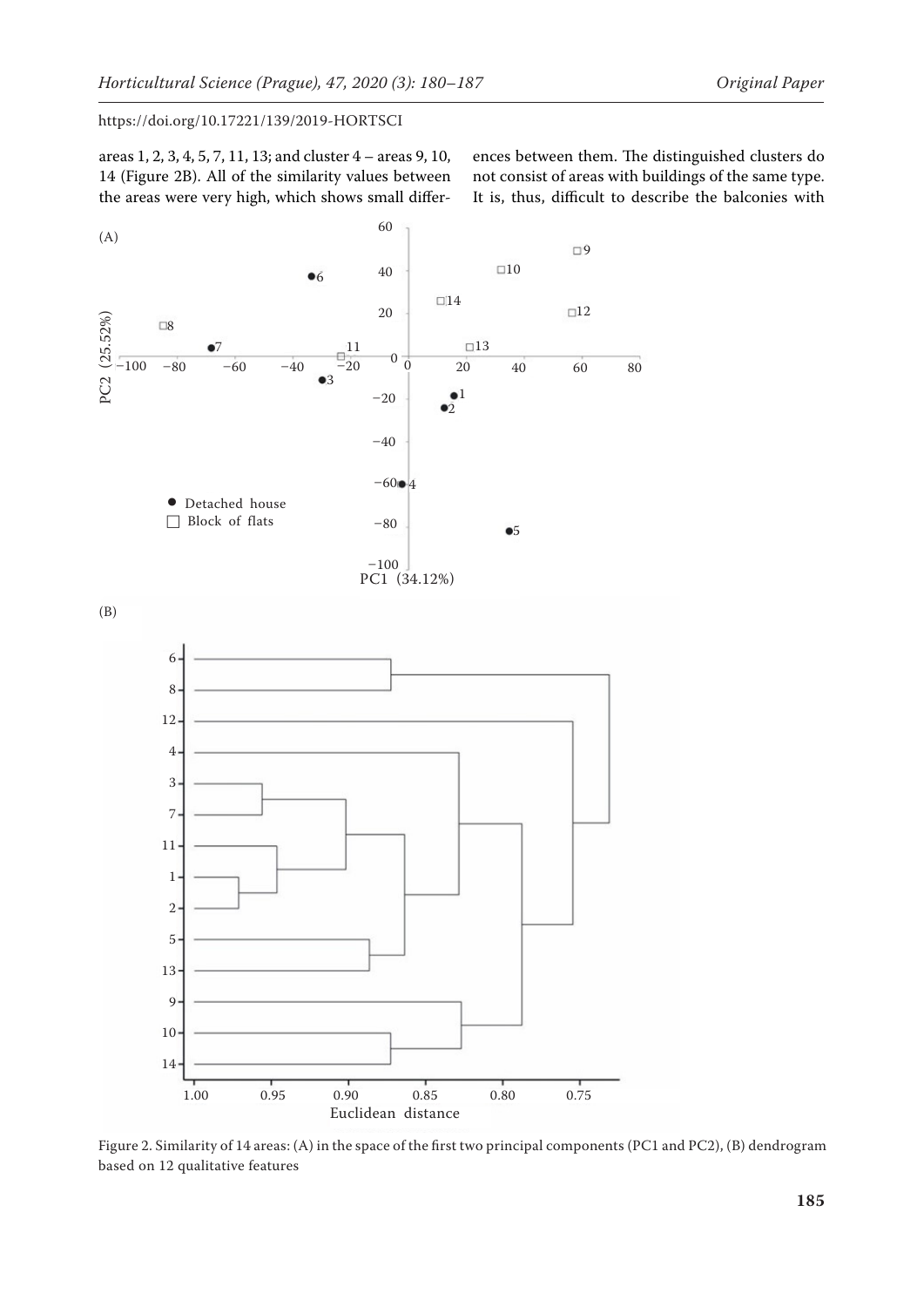areas 1, 2, 3, 4, 5, 7, 11, 13; and cluster 4 – areas 9, 10, 14 (Figure 2B). All of the similarity values between the areas were very high, which shows small differences between them. The distinguished clusters do not consist of areas with buildings of the same type. It is, thus, difficult to describe the balconies with

Figure 2. Similarity of 14 areas: (A) in the space of the first two principal components (PC1 and PC2), (B) dendrogram based on 12 qualitative features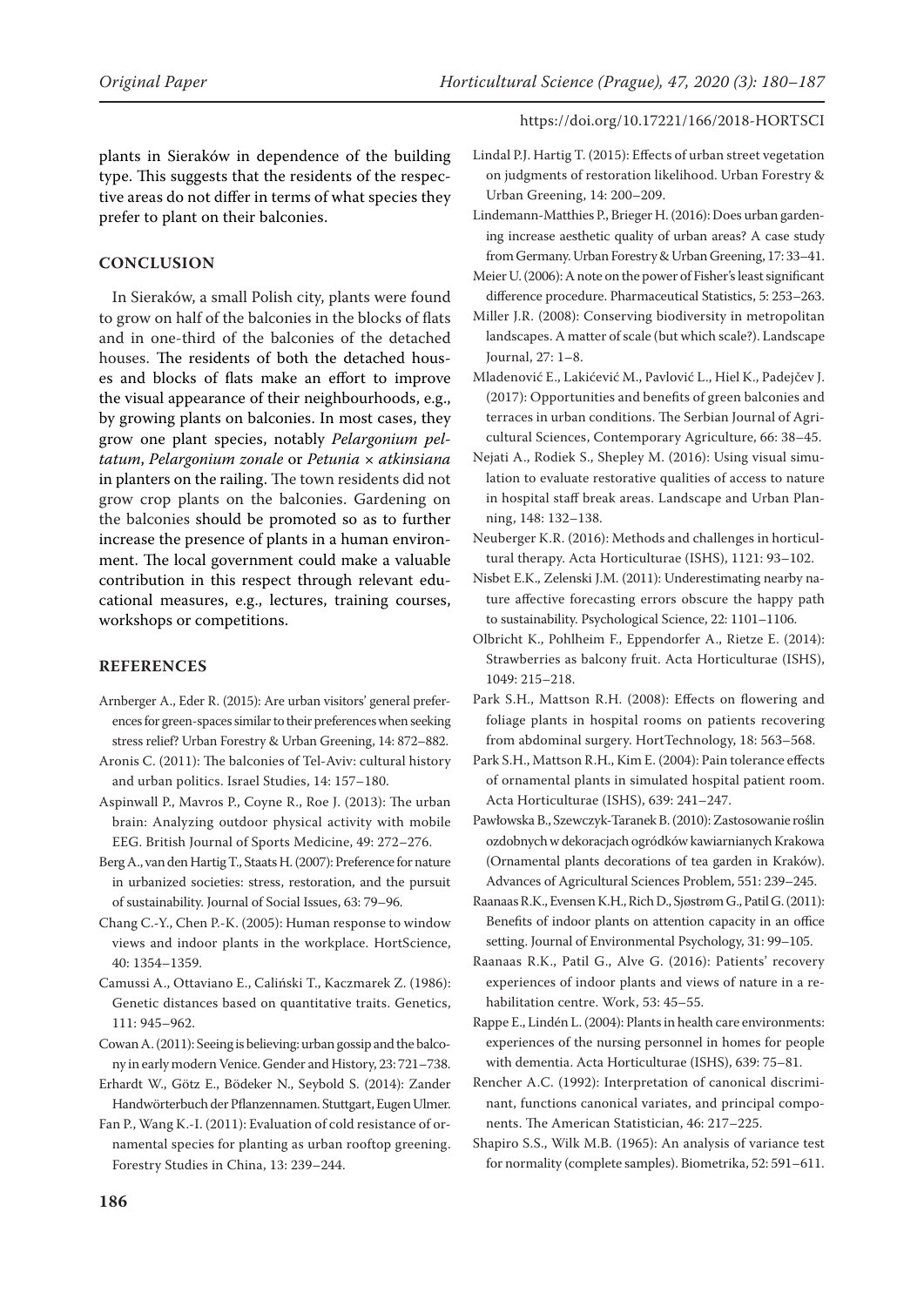plants in Sieraków in dependence of the building type. This suggests that the residents of the respective areas do not differ in terms of what species they prefer to plant on their balconies.

## CONCLUSION

In Sieraków, a small Polish city, plants were found to grow on half of the balconies in the blocks of flats and in one-third of the balconies of the detached houses. The residents of both the detached houses and blocks of flats make an effort to improve the visual appearance of their neighbourhoods, e.g., by growing plants on balconies. In most cases, they grow one plant species, notably *Pelargonium peltatum*, *Pelargonium zonale* or *Petunia × atkinsiana* in planters on the railing. The town residents did not grow crop plants on the balconies. Gardening on the balconies should be promoted so as to further increase the presence of plants in a human environment. The local government could make a valuable contribution in this respect through relevant educational measures, e.g., lectures, training courses, workshops or competitions.

## REFERENCES

Arnberger A., Eder R. (2015): Are urban visitors' general preferences for green-spaces similar to their preferences when seeking stress relief? Urban Forestry & Urban Greening, 14: 872–882.

Aronis C. (2011): The balconies of Tel-Aviv: cultural history and urban politics. Israel Studies, 14: 157–180.

Aspinwall P., Mavros P., Coyne R., Roe J. (2013): The urban brain: Analyzing outdoor physical activity with mobile EEG. British Journal of Sports Medicine, 49: 272–276.

Berg A., van den Hartig T., Staats H. (2007): Preference for nature in urbanized societies: stress, restoration, and the pursuit of sustainability. Journal of Social Issues, 63: 79–96.

Chang C.-Y., Chen P.-K. (2005): Human response to window views and indoor plants in the workplace. HortScience, 40: 1354–1359.

Camussi A., Ottaviano E., Caliński T., Kaczmarek Z. (1986): Genetic distances based on quantitative traits. Genetics, 111: 945–962.

Cowan A. (2011): Seeing is believing: urban gossip and the balcony in early modern Venice. Gender and History, 23: 721–738.

Erhardt W., Götz E., Bödeker N., Seybold S. (2014): Zander Handwörterbuch der Pflanzennamen. Stuttgart, Eugen Ulmer.

Fan P., Wang K.-I. (2011): Evaluation of cold resistance of ornamental species for planting as urban rooftop greening. Forestry Studies in China, 13: 239–244.

Lindal P.J. Hartig T. (2015): Effects of urban street vegetation on judgments of restoration likelihood. Urban Forestry & Urban Greening, 14: 200–209.

Lindemann-Matthies P., Brieger H. (2016): Does urban gardening increase aesthetic quality of urban areas? A case study from Germany. Urban Forestry & Urban Greening, 17: 33–41.

Meier U. (2006): A note on the power of Fisher's least significant difference procedure. Pharmaceutical Statistics, 5: 253–263.

Miller J.R. (2008): Conserving biodiversity in metropolitan landscapes. A matter of scale (but which scale?). Landscape Journal, 27: 1–8.

Mladenović E., Lakićević M., Pavlović L., Hiel K., Padejčev J. (2017): Opportunities and benefits of green balconies and terraces in urban conditions. The Serbian Journal of Agricultural Sciences, Contemporary Agriculture, 66: 38–45.

Nejati A., Rodiek S., Shepley M. (2016): Using visual simulation to evaluate restorative qualities of access to nature in hospital staff break areas. Landscape and Urban Planning, 148: 132–138.

Neuberger K.R. (2016): Methods and challenges in horticultural therapy. Acta Horticulturae (ISHS), 1121: 93–102.

Nisbet E.K., Zelenski J.M. (2011): Underestimating nearby nature affective forecasting errors obscure the happy path to sustainability. Psychological Science, 22: 1101–1106.

Olbricht K., Pohlheim F., Eppendorfer A., Rietze E. (2014): Strawberries as balcony fruit. Acta Horticulturae (ISHS), 1049: 215–218.

Park S.H., Mattson R.H. (2008): Effects on flowering and foliage plants in hospital rooms on patients recovering from abdominal surgery. HortTechnology, 18: 563–568.

Park S.H., Mattson R.H., Kim E. (2004): Pain tolerance effects of ornamental plants in simulated hospital patient room. Acta Horticulturae (ISHS), 639: 241–247.

Pawłowska B., Szewczyk-Taranek B. (2010): Zastosowanie roślin ozdobnych w dekoracjach ogródków kawiarnianych Krakowa (Ornamental plants decorations of tea garden in Kraków). Advances of Agricultural Sciences Problem, 551: 239–245.

Raanaas R.K., Evensen K.H., Rich D., Sjøstrøm G., Patil G. (2011): Benefits of indoor plants on attention capacity in an office setting. Journal of Environmental Psychology, 31: 99–105.

Raanaas R.K., Patil G., Alve G. (2016): Patients' recovery experiences of indoor plants and views of nature in a rehabilitation centre. Work, 53: 45–55.

Rappe E., Lindén L. (2004): Plants in health care environments: experiences of the nursing personnel in homes for people with dementia. Acta Horticulturae (ISHS), 639: 75–81.

Rencher A.C. (1992): Interpretation of canonical discriminant, functions canonical variates, and principal components. The American Statistician, 46: 217–225.

Shapiro S.S., Wilk M.B. (1965): An analysis of variance test for normality (complete samples). Biometrika, 52: 591–611.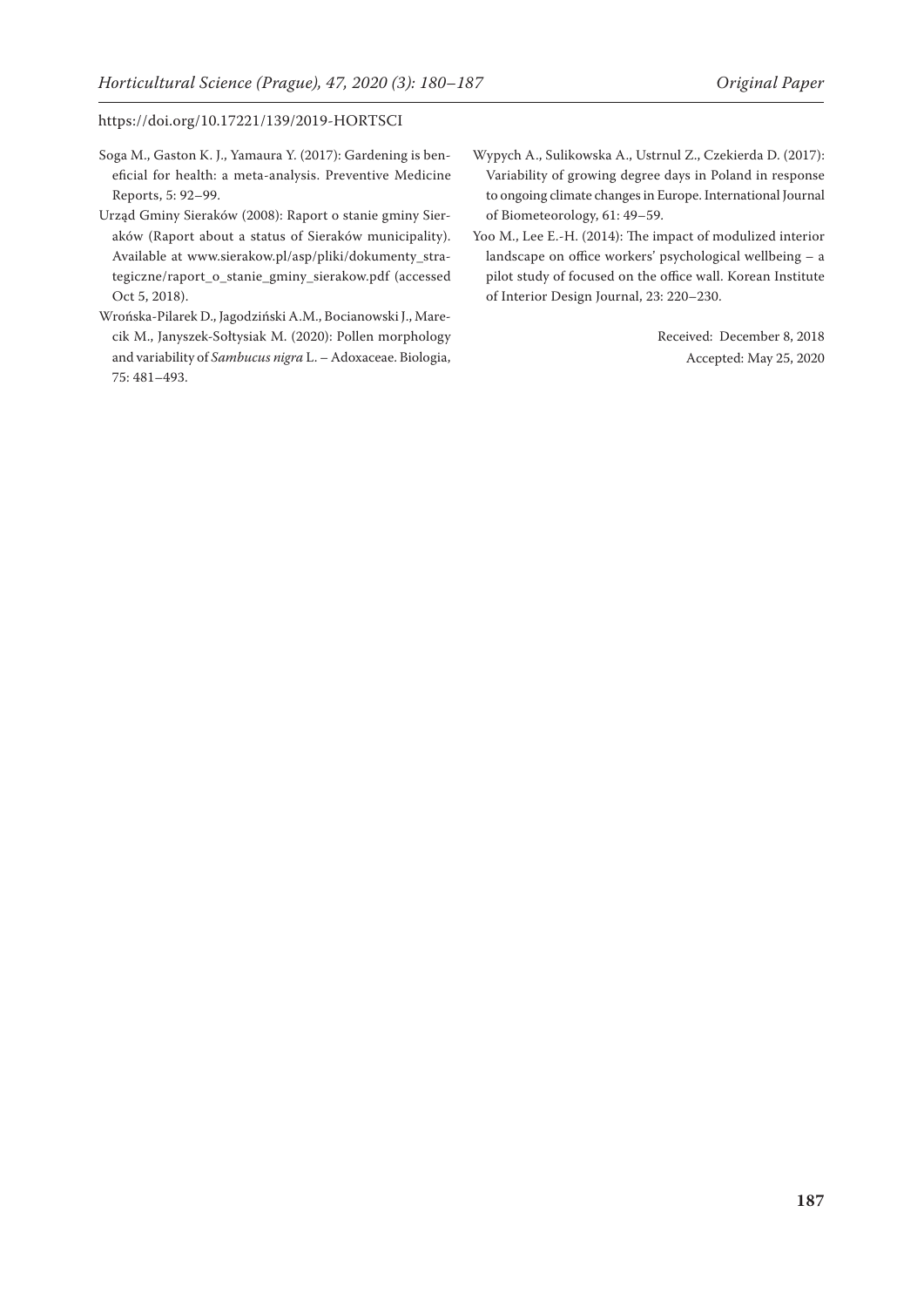Soga M., Gaston K. J., Yamaura Y. (2017): Gardening is beneficial for health: a meta-analysis. Preventive Medicine Reports, 5: 92–99.

Urząd Gminy Sieraków (2008): Raport o stanie gminy Sieraków (Raport about a status of Sieraków municipality). Available at www.sierakow.pl/asp/pliki/dokumenty_strategiczne/raport_o_stanie_gminy_sierakow.pdf (accessed Oct 5, 2018).

Wrońska-Pilarek D., Jagodziński A.M., Bocianowski J., Marecik M., Janyszek-Sołtysiak M. (2020): Pollen morphology and variability of *Sambucus nigra* L. – Adoxaceae. Biologia, 75: 481–493.

Wypych A., Sulikowska A., Ustrnul Z., Czekierda D. (2017): Variability of growing degree days in Poland in response to ongoing climate changes in Europe. International Journal of Biometeorology, 61: 49–59.

Yoo M., Lee E.-H. (2014): The impact of modulized interior landscape on office workers' psychological wellbeing – a pilot study of focused on the office wall. Korean Institute of Interior Design Journal, 23: 220–230.

Received: December 8, 2018
Accepted: May 25, 2020